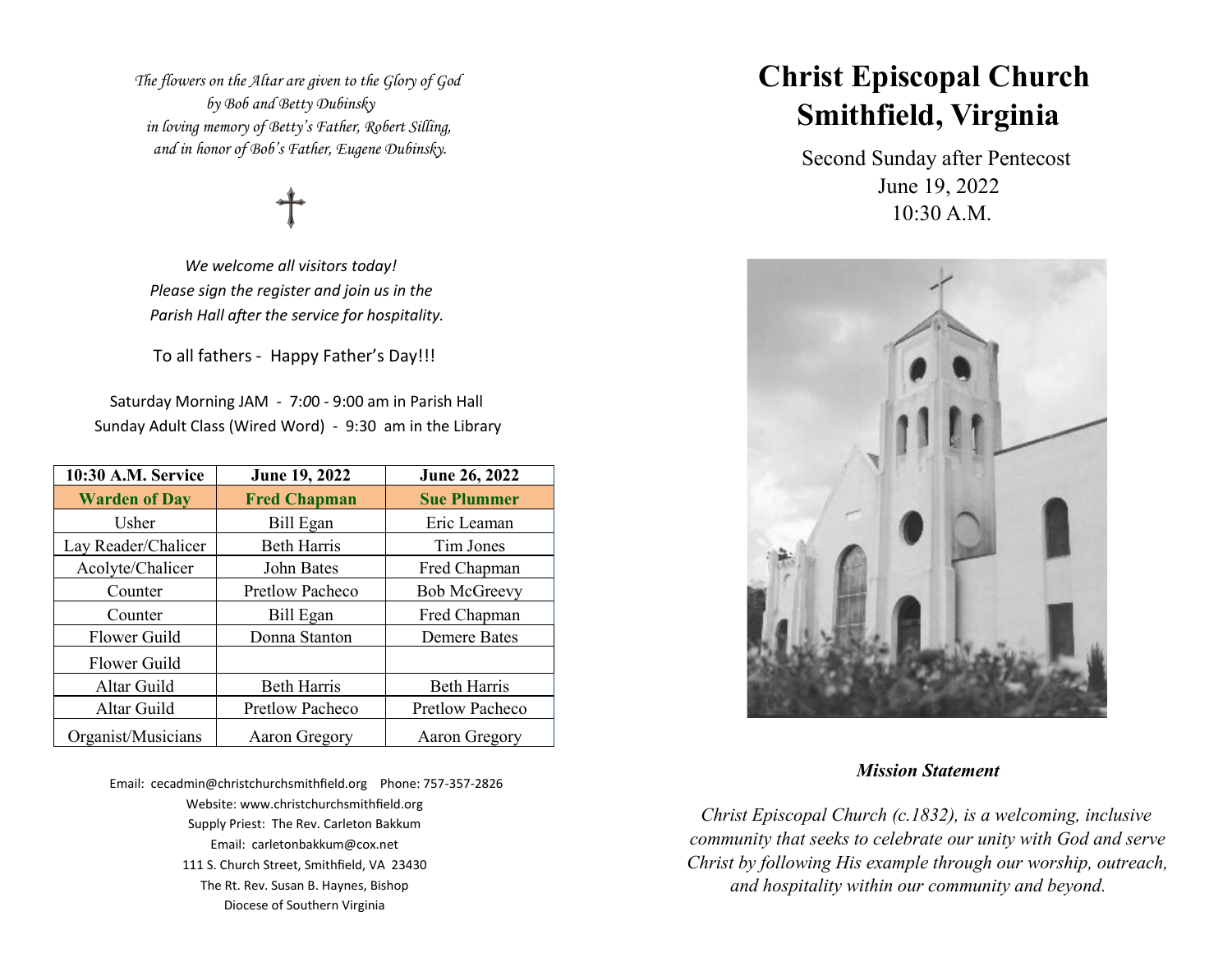*The flowers on the Altar are given to the Glory of God by Bob and Betty Dubinsky in loving memory of Betty's Father, Robert Silling, and in honor of Bob's Father, Eugene Dubinsky.*

✝

*We welcome all visitors today! Please sign the register and join us in the Parish Hall after the service for hospitality.*

To all fathers - Happy Father's Day!!!

Saturday Morning JAM - 7:00 - 9:00 am in Parish Hall
Sunday Adult Class (Wired Word) - 9:30 am in the Library

| 10:30 A.M. Service | June 19, 2022 | June 26, 2022 |
|---|---|---|
| **Warden of Day** | **Fred Chapman** | **Sue Plummer** |
| Usher | Bill Egan | Eric Leaman |
| Lay Reader/Chalicer | Beth Harris | Tim Jones |
| Acolyte/Chalicer | John Bates | Fred Chapman |
| Counter | Pretlow Pacheco | Bob McGreevy |
| Counter | Bill Egan | Fred Chapman |
| Flower Guild | Donna Stanton | Demere Bates |
| Flower Guild | | |
| Altar Guild | Beth Harris | Beth Harris |
| Altar Guild | Pretlow Pacheco | Pretlow Pacheco |
| Organist/Musicians | Aaron Gregory | Aaron Gregory |

Email: cecadmin@christchurchsmithfield.org Phone: 757-357-2826
Website: www.christchurchsmithfield.org
Supply Priest: The Rev. Carleton Bakkum
Email: carletonbakkum@cox.net
111 S. Church Street, Smithfield, VA 23430
The Rt. Rev. Susan B. Haynes, Bishop
Diocese of Southern Virginia

# Christ Episcopal Church
# Smithfield, Virginia

Second Sunday after Pentecost
June 19, 2022
10:30 A.M.

***Mission Statement***

*Christ Episcopal Church (c.1832), is a welcoming, inclusive community that seeks to celebrate our unity with God and serve Christ by following His example through our worship, outreach, and hospitality within our community and beyond.*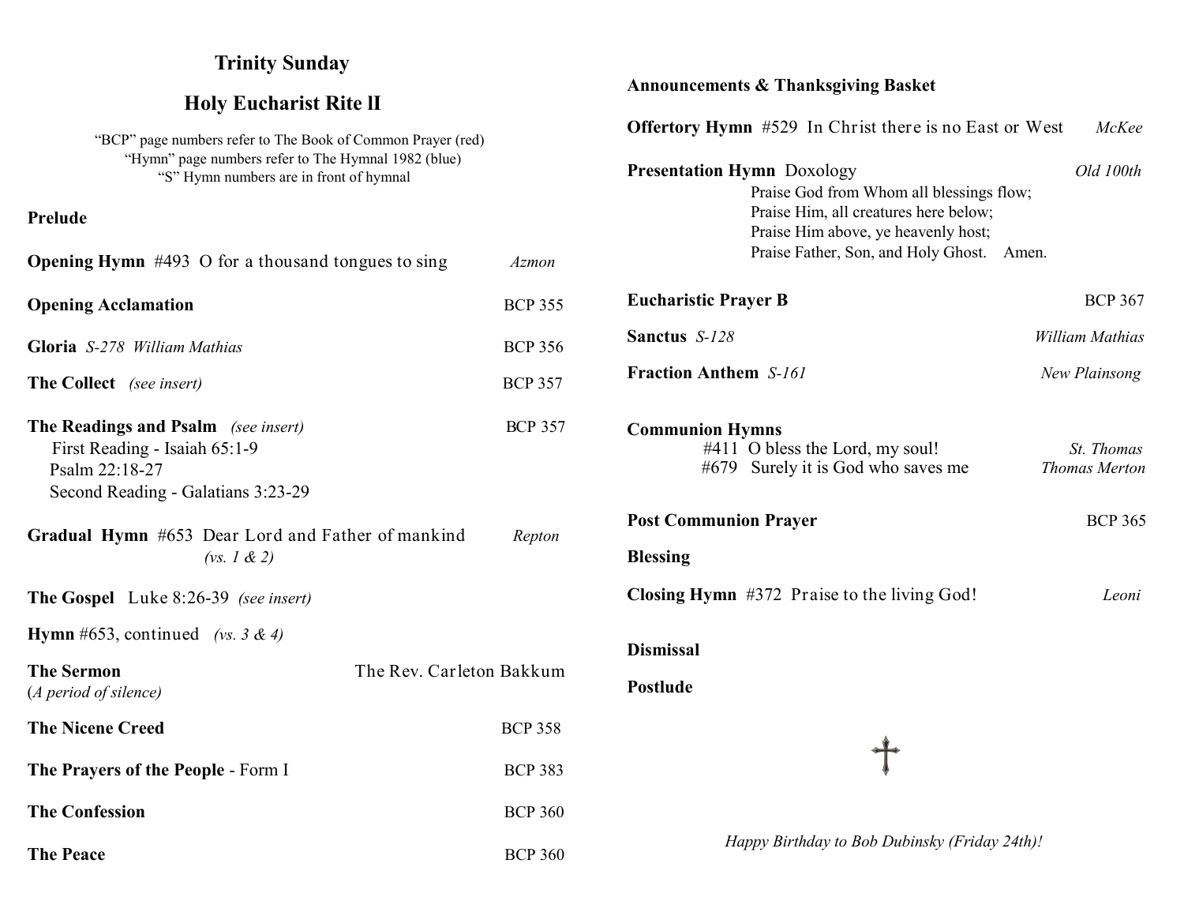## Trinity Sunday

## Holy Eucharist Rite II

"BCP" page numbers refer to The Book of Common Prayer (red)
"Hymn" page numbers refer to The Hymnal 1982 (blue)
"S" Hymn numbers are in front of hymnal

**Prelude**

**Opening Hymn** #493 O for a thousand tongues to sing — *Azmon*

**Opening Acclamation** — BCP 355

**Gloria** *S-278 William Mathias* — BCP 356

**The Collect** *(see insert)* — BCP 357

**The Readings and Psalm** *(see insert)* — BCP 357
- First Reading - Isaiah 65:1-9
- Psalm 22:18-27
- Second Reading - Galatians 3:23-29

**Gradual Hymn** #653 Dear Lord and Father of mankind *(vs. 1 & 2)* — *Repton*

**The Gospel** Luke 8:26-39 *(see insert)*

**Hymn** #653, continued *(vs. 3 & 4)*

**The Sermon** — The Rev. Carleton Bakkum
(*A period of silence)*

**The Nicene Creed** — BCP 358

**The Prayers of the People** - Form I — BCP 383

**The Confession** — BCP 360

**The Peace** — BCP 360

**Announcements & Thanksgiving Basket**

**Offertory Hymn** #529 In Christ there is no East or West — *McKee*

**Presentation Hymn** Doxology — *Old 100th*

Praise God from Whom all blessings flow;
Praise Him, all creatures here below;
Praise Him above, ye heavenly host;
Praise Father, Son, and Holy Ghost. Amen.

**Eucharistic Prayer B** — BCP 367

**Sanctus** *S-128* — *William Mathias*

**Fraction Anthem** *S-161* — *New Plainsong*

**Communion Hymns**
- #411 O bless the Lord, my soul! — *St. Thomas*
- #679 Surely it is God who saves me — *Thomas Merton*

**Post Communion Prayer** — BCP 365

**Blessing**

**Closing Hymn** #372 Praise to the living God! — *Leoni*

**Dismissal**

**Postlude**

*Happy Birthday to Bob Dubinsky (Friday 24th)!*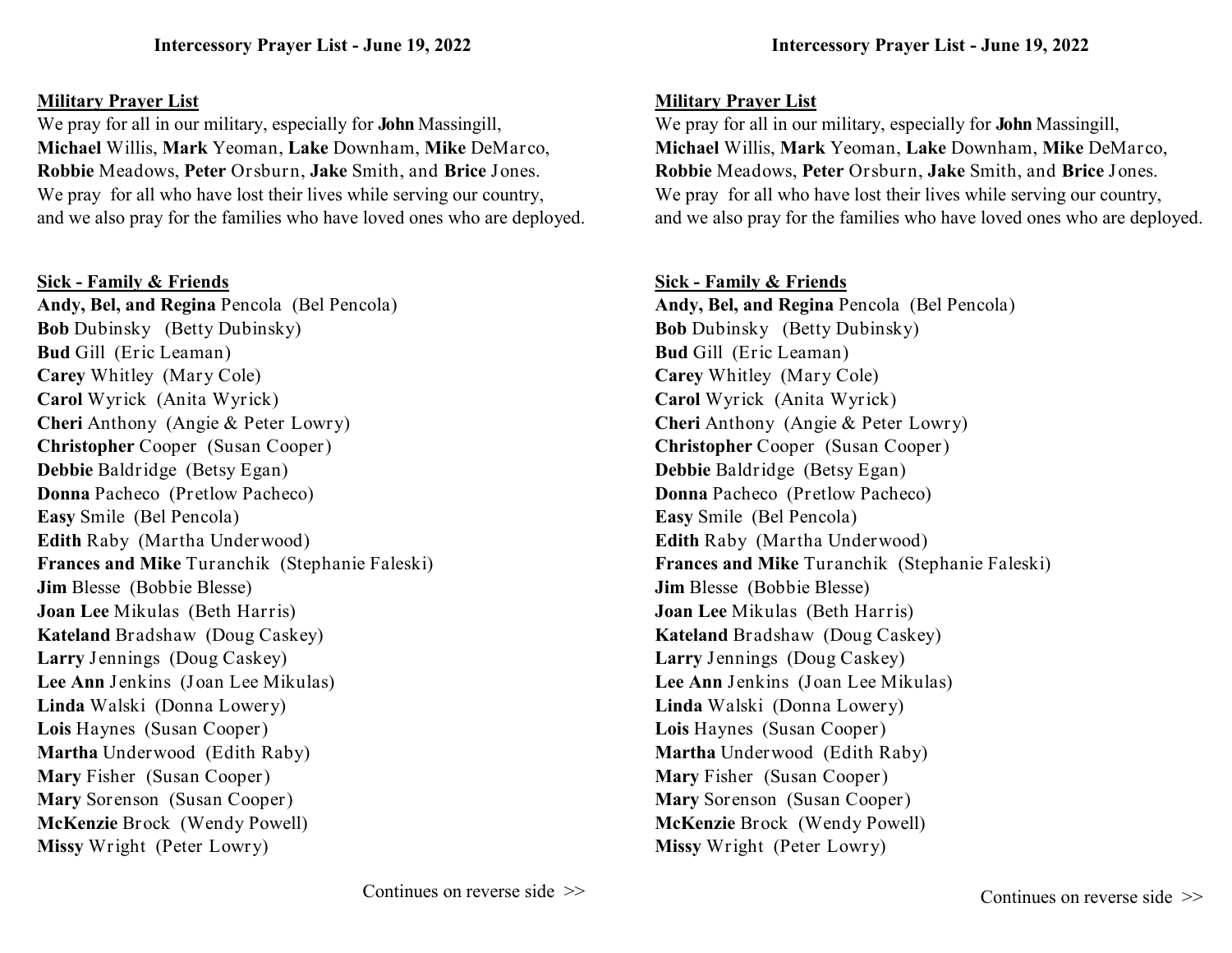**Intercessory Prayer List - June 19, 2022**

**Military Prayer List**

We pray for all in our military, especially for **John** Massingill, **Michael** Willis, **Mark** Yeoman, **Lake** Downham, **Mike** DeMarco, **Robbie** Meadows, **Peter** Orsburn, **Jake** Smith, and **Brice** Jones. We pray for all who have lost their lives while serving our country, and we also pray for the families who have loved ones who are deployed.

**Sick - Family & Friends**

**Andy, Bel, and Regina** Pencola (Bel Pencola)
**Bob** Dubinsky (Betty Dubinsky)
**Bud** Gill (Eric Leaman)
**Carey** Whitley (Mary Cole)
**Carol** Wyrick (Anita Wyrick)
**Cheri** Anthony (Angie & Peter Lowry)
**Christopher** Cooper (Susan Cooper)
**Debbie** Baldridge (Betsy Egan)
**Donna** Pacheco (Pretlow Pacheco)
**Easy** Smile (Bel Pencola)
**Edith** Raby (Martha Underwood)
**Frances and Mike** Turanchik (Stephanie Faleski)
**Jim** Blesse (Bobbie Blesse)
**Joan Lee** Mikulas (Beth Harris)
**Kateland** Bradshaw (Doug Caskey)
**Larry** Jennings (Doug Caskey)
**Lee Ann** Jenkins (Joan Lee Mikulas)
**Linda** Walski (Donna Lowery)
**Lois** Haynes (Susan Cooper)
**Martha** Underwood (Edith Raby)
**Mary** Fisher (Susan Cooper)
**Mary** Sorenson (Susan Cooper)
**McKenzie** Brock (Wendy Powell)
**Missy** Wright (Peter Lowry)

Continues on reverse side >>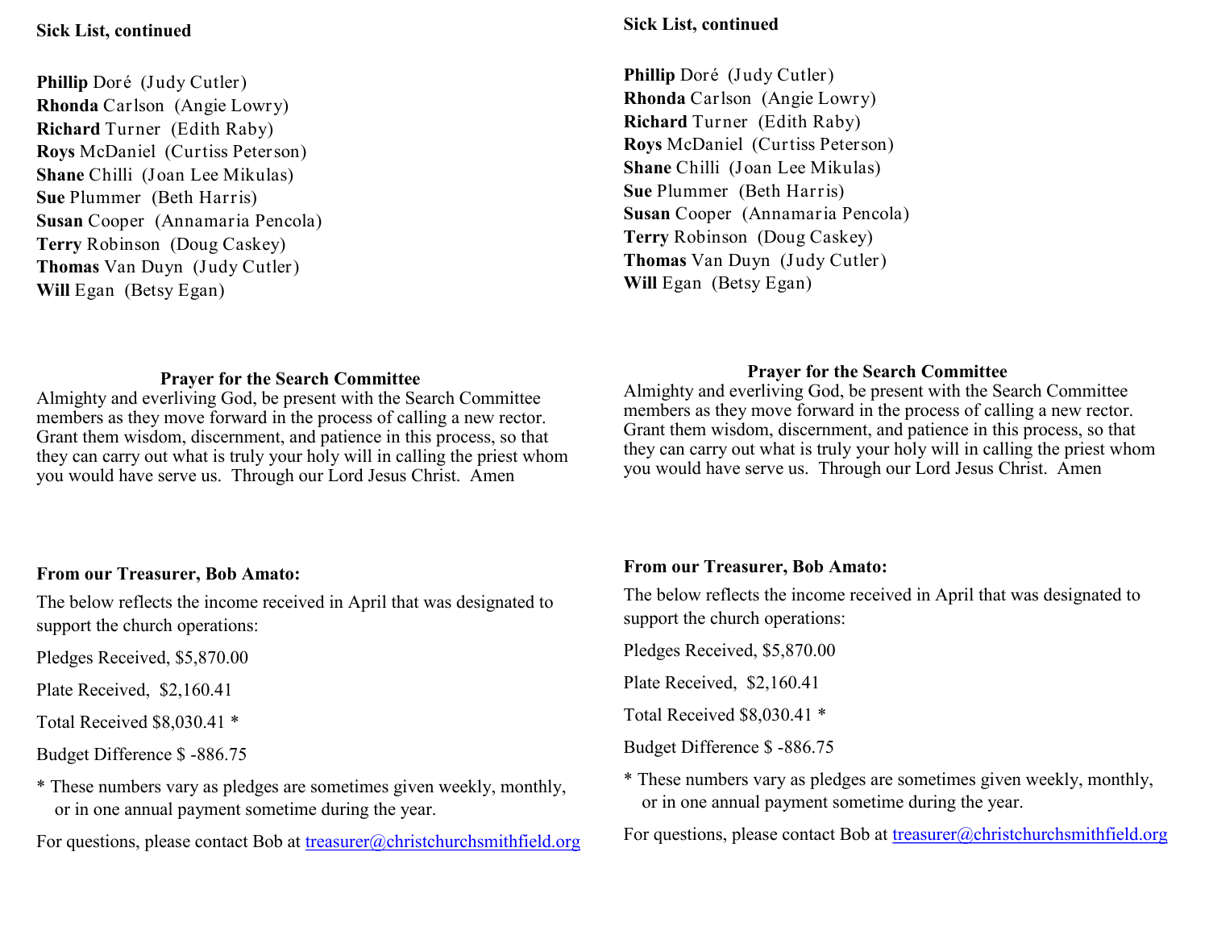**Sick List, continued**

**Phillip** Doré  (Judy Cutler)
**Rhonda** Carlson  (Angie Lowry)
**Richard** Turner  (Edith Raby)
**Roys** McDaniel  (Curtiss Peterson)
**Shane** Chilli  (Joan Lee Mikulas)
**Sue** Plummer  (Beth Harris)
**Susan** Cooper  (Annamaria Pencola)
**Terry** Robinson  (Doug Caskey)
**Thomas** Van Duyn  (Judy Cutler)
**Will** Egan  (Betsy Egan)

**Prayer for the Search Committee**

Almighty and everliving God, be present with the Search Committee members as they move forward in the process of calling a new rector. Grant them wisdom, discernment, and patience in this process, so that they can carry out what is truly your holy will in calling the priest whom you would have serve us.  Through our Lord Jesus Christ.  Amen

**From our Treasurer, Bob Amato:**

The below reflects the income received in April that was designated to support the church operations:

Pledges Received, $5,870.00

Plate Received,  $2,160.41

Total Received $8,030.41 *

Budget Difference $ -886.75

* These numbers vary as pledges are sometimes given weekly, monthly, or in one annual payment sometime during the year.

For questions, please contact Bob at treasurer@christchurchsmithfield.org

**Sick List, continued**

**Phillip** Doré  (Judy Cutler)
**Rhonda** Carlson  (Angie Lowry)
**Richard** Turner  (Edith Raby)
**Roys** McDaniel  (Curtiss Peterson)
**Shane** Chilli  (Joan Lee Mikulas)
**Sue** Plummer  (Beth Harris)
**Susan** Cooper  (Annamaria Pencola)
**Terry** Robinson  (Doug Caskey)
**Thomas** Van Duyn  (Judy Cutler)
**Will** Egan  (Betsy Egan)

**Prayer for the Search Committee**

Almighty and everliving God, be present with the Search Committee members as they move forward in the process of calling a new rector. Grant them wisdom, discernment, and patience in this process, so that they can carry out what is truly your holy will in calling the priest whom you would have serve us.  Through our Lord Jesus Christ.  Amen

**From our Treasurer, Bob Amato:**

The below reflects the income received in April that was designated to support the church operations:

Pledges Received, $5,870.00

Plate Received,  $2,160.41

Total Received $8,030.41 *

Budget Difference $ -886.75

* These numbers vary as pledges are sometimes given weekly, monthly, or in one annual payment sometime during the year.

For questions, please contact Bob at treasurer@christchurchsmithfield.org